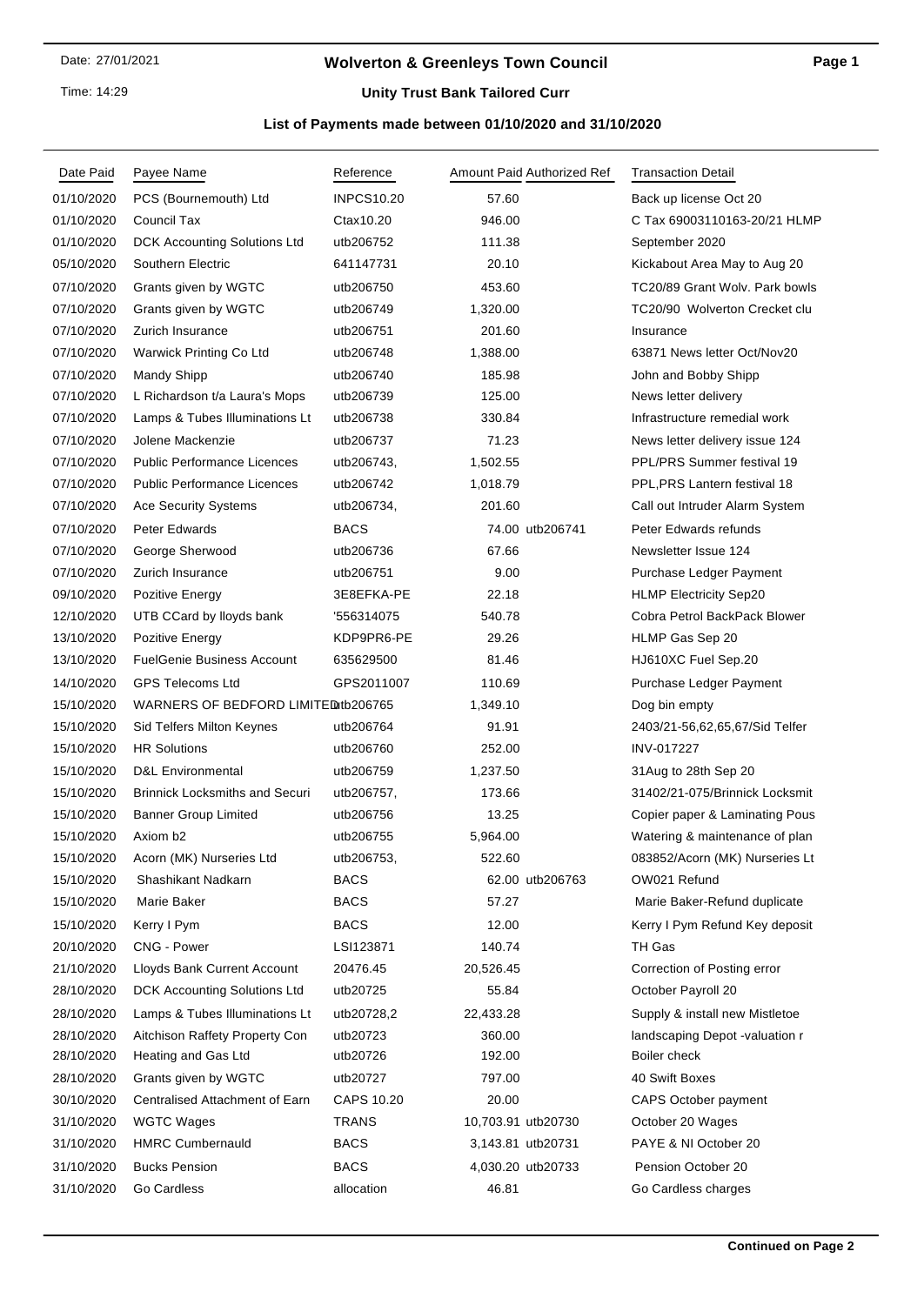Date: 27/01/2021

Time: 14:29

# Wolverton & Greenleys Town Council

## Unity Trust Bank Tailored Curr

### List of Payments made between 01/10/2020 and 31/10/2020

| Date Paid | Payee Name | Reference | Amount Paid | Authorized Ref | Transaction Detail |
|---|---|---|---|---|---|
| 01/10/2020 | PCS (Bournemouth) Ltd | INPCS10.20 | 57.60 | | Back up license Oct 20 |
| 01/10/2020 | Council Tax | Ctax10.20 | 946.00 | | C Tax 69003110163-20/21 HLMP |
| 01/10/2020 | DCK Accounting Solutions Ltd | utb206752 | 111.38 | | September 2020 |
| 05/10/2020 | Southern Electric | 641147731 | 20.10 | | Kickabout Area May to Aug 20 |
| 07/10/2020 | Grants given by WGTC | utb206750 | 453.60 | | TC20/89 Grant Wolv. Park bowls |
| 07/10/2020 | Grants given by WGTC | utb206749 | 1,320.00 | | TC20/90 Wolverton Crecket clu |
| 07/10/2020 | Zurich Insurance | utb206751 | 201.60 | | Insurance |
| 07/10/2020 | Warwick Printing Co Ltd | utb206748 | 1,388.00 | | 63871 News letter Oct/Nov20 |
| 07/10/2020 | Mandy Shipp | utb206740 | 185.98 | | John and Bobby Shipp |
| 07/10/2020 | L Richardson t/a Laura's Mops | utb206739 | 125.00 | | News letter delivery |
| 07/10/2020 | Lamps & Tubes Illuminations Lt | utb206738 | 330.84 | | Infrastructure remedial work |
| 07/10/2020 | Jolene Mackenzie | utb206737 | 71.23 | | News letter delivery issue 124 |
| 07/10/2020 | Public Performance Licences | utb206743, | 1,502.55 | | PPL/PRS Summer festival 19 |
| 07/10/2020 | Public Performance Licences | utb206742 | 1,018.79 | | PPL,PRS Lantern festival 18 |
| 07/10/2020 | Ace Security Systems | utb206734, | 201.60 | | Call out Intruder Alarm System |
| 07/10/2020 | Peter Edwards | BACS | 74.00 | utb206741 | Peter Edwards refunds |
| 07/10/2020 | George Sherwood | utb206736 | 67.66 | | Newsletter Issue 124 |
| 07/10/2020 | Zurich Insurance | utb206751 | 9.00 | | Purchase Ledger Payment |
| 09/10/2020 | Pozitive Energy | 3E8EFKA-PE | 22.18 | | HLMP Electricity Sep20 |
| 12/10/2020 | UTB CCard by lloyds bank | '556314075 | 540.78 | | Cobra Petrol BackPack Blower |
| 13/10/2020 | Pozitive Energy | KDP9PR6-PE | 29.26 | | HLMP Gas Sep 20 |
| 13/10/2020 | FuelGenie Business Account | 635629500 | 81.46 | | HJ610XC Fuel Sep.20 |
| 14/10/2020 | GPS Telecoms Ltd | GPS2011007 | 110.69 | | Purchase Ledger Payment |
| 15/10/2020 | WARNERS OF BEDFORD LIMITED | utb206765 | 1,349.10 | | Dog bin empty |
| 15/10/2020 | Sid Telfers Milton Keynes | utb206764 | 91.91 | | 2403/21-56,62,65,67/Sid Telfer |
| 15/10/2020 | HR Solutions | utb206760 | 252.00 | | INV-017227 |
| 15/10/2020 | D&L Environmental | utb206759 | 1,237.50 | | 31Aug to 28th Sep 20 |
| 15/10/2020 | Brinnick Locksmiths and Securi | utb206757, | 173.66 | | 31402/21-075/Brinnick Locksmit |
| 15/10/2020 | Banner Group Limited | utb206756 | 13.25 | | Copier paper & Laminating Pous |
| 15/10/2020 | Axiom b2 | utb206755 | 5,964.00 | | Watering & maintenance of plan |
| 15/10/2020 | Acorn (MK) Nurseries Ltd | utb206753, | 522.60 | | 083852/Acorn (MK) Nurseries Lt |
| 15/10/2020 | Shashikant Nadkarn | BACS | 62.00 | utb206763 | OW021 Refund |
| 15/10/2020 | Marie Baker | BACS | 57.27 | | Marie Baker-Refund duplicate |
| 15/10/2020 | Kerry I Pym | BACS | 12.00 | | Kerry I Pym Refund Key deposit |
| 20/10/2020 | CNG - Power | LSI123871 | 140.74 | | TH Gas |
| 21/10/2020 | Lloyds Bank Current Account | 20476.45 | 20,526.45 | | Correction of Posting error |
| 28/10/2020 | DCK Accounting Solutions Ltd | utb20725 | 55.84 | | October Payroll 20 |
| 28/10/2020 | Lamps & Tubes Illuminations Lt | utb20728,2 | 22,433.28 | | Supply & install new Mistletoe |
| 28/10/2020 | Aitchison Raffety Property Con | utb20723 | 360.00 | | landscaping Depot -valuation r |
| 28/10/2020 | Heating and Gas Ltd | utb20726 | 192.00 | | Boiler check |
| 28/10/2020 | Grants given by WGTC | utb20727 | 797.00 | | 40 Swift Boxes |
| 30/10/2020 | Centralised Attachment of Earn | CAPS 10.20 | 20.00 | | CAPS October payment |
| 31/10/2020 | WGTC Wages | TRANS | 10,703.91 | utb20730 | October 20 Wages |
| 31/10/2020 | HMRC Cumbernauld | BACS | 3,143.81 | utb20731 | PAYE & NI October 20 |
| 31/10/2020 | Bucks Pension | BACS | 4,030.20 | utb20733 | Pension October 20 |
| 31/10/2020 | Go Cardless | allocation | 46.81 | | Go Cardless charges |

**Continued on Page 2**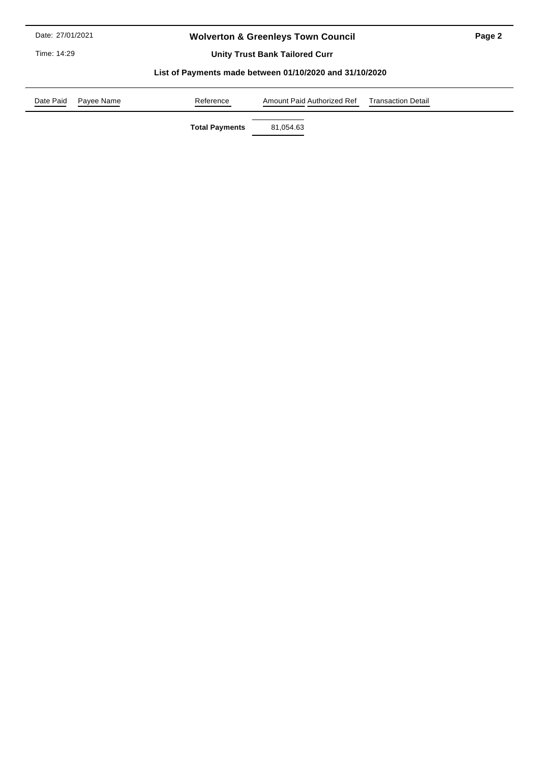# Wolverton & Greenleys Town Council

## Unity Trust Bank Tailored Curr

### List of Payments made between 01/10/2020 and 31/10/2020

| Date Paid | Payee Name | Reference | Amount Paid | Authorized Ref | Transaction Detail |
|---|---|---|---|---|---|
| | | **Total Payments** | 81,054.63 | | |